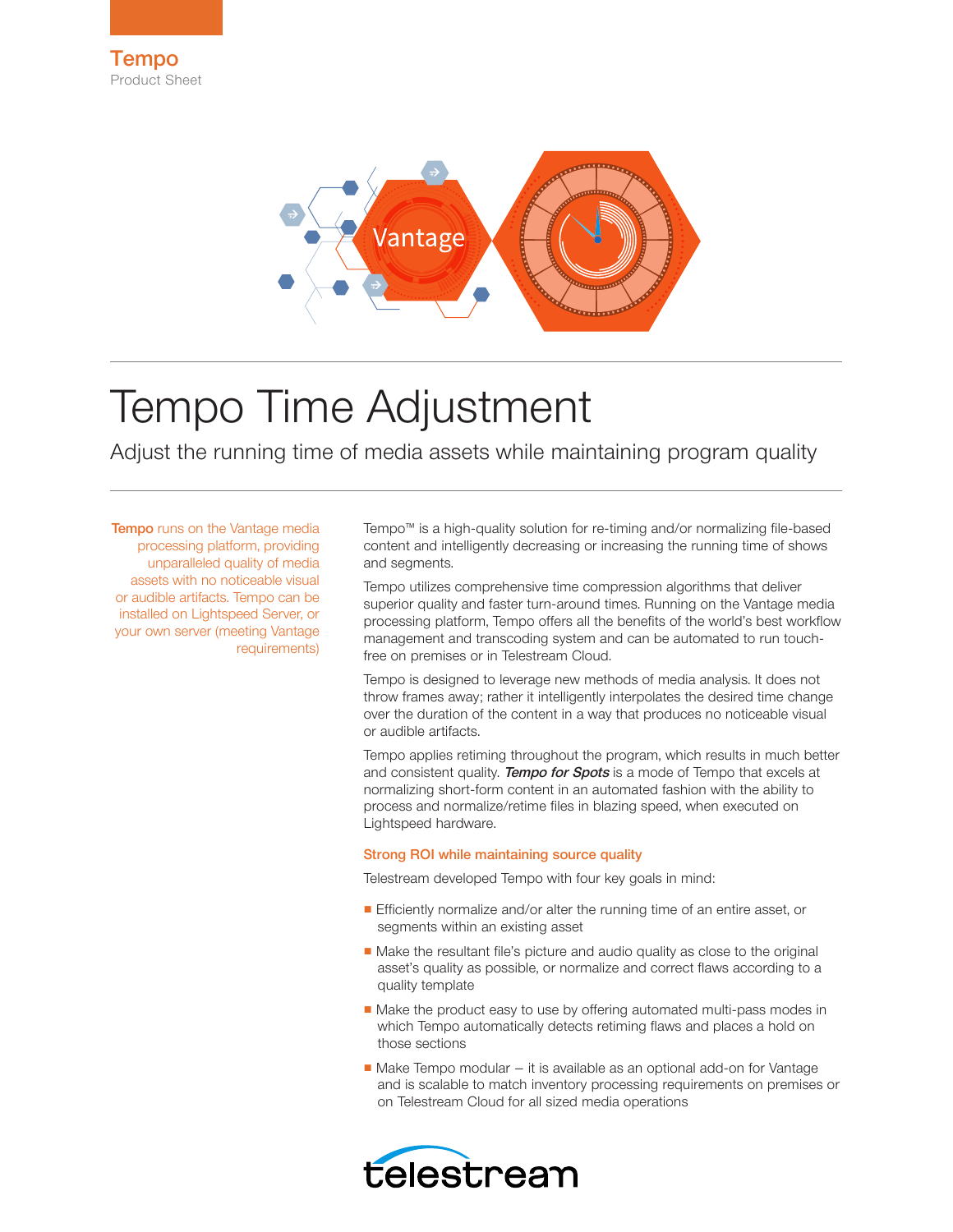Tempo
Product Sheet

# Tempo Time Adjustment

## Adjust the running time of media assets while maintaining program quality

**Tempo** runs on the Vantage media processing platform, providing unparalleled quality of media assets with no noticeable visual or audible artifacts. Tempo can be installed on Lightspeed Server, or your own server (meeting Vantage requirements)

Tempo™ is a high-quality solution for re-timing and/or normalizing file-based content and intelligently decreasing or increasing the running time of shows and segments.

Tempo utilizes comprehensive time compression algorithms that deliver superior quality and faster turn-around times. Running on the Vantage media processing platform, Tempo offers all the benefits of the world's best workflow management and transcoding system and can be automated to run touch-free on premises or in Telestream Cloud.

Tempo is designed to leverage new methods of media analysis. It does not throw frames away; rather it intelligently interpolates the desired time change over the duration of the content in a way that produces no noticeable visual or audible artifacts.

Tempo applies retiming throughout the program, which results in much better and consistent quality. ***Tempo for Spots*** is a mode of Tempo that excels at normalizing short-form content in an automated fashion with the ability to process and normalize/retime files in blazing speed, when executed on Lightspeed hardware.

### Strong ROI while maintaining source quality

Telestream developed Tempo with four key goals in mind:

- Efficiently normalize and/or alter the running time of an entire asset, or segments within an existing asset
- Make the resultant file's picture and audio quality as close to the original asset's quality as possible, or normalize and correct flaws according to a quality template
- Make the product easy to use by offering automated multi-pass modes in which Tempo automatically detects retiming flaws and places a hold on those sections
- Make Tempo modular – it is available as an optional add-on for Vantage and is scalable to match inventory processing requirements on premises or on Telestream Cloud for all sized media operations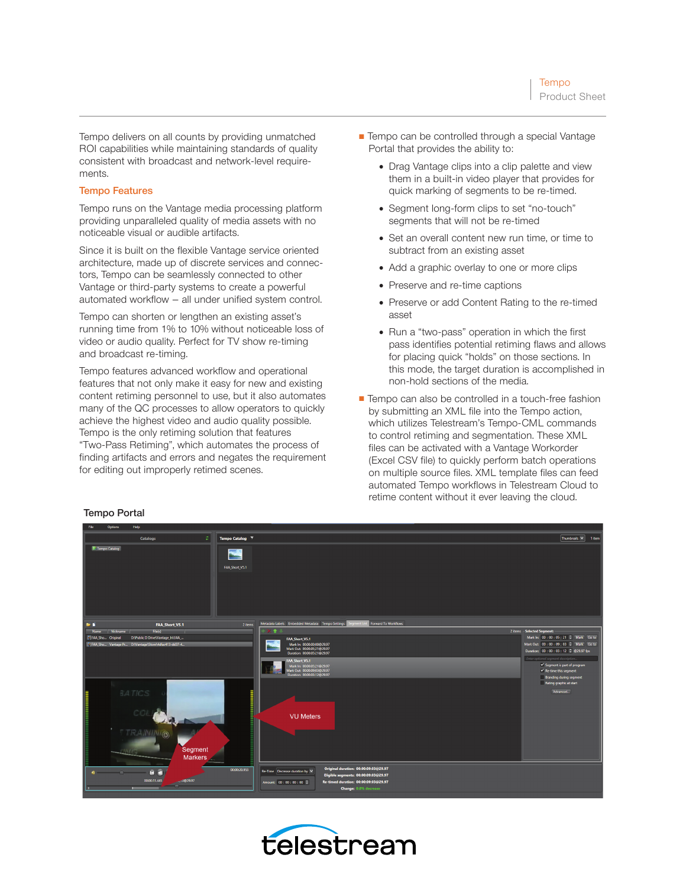Tempo delivers on all counts by providing unmatched ROI capabilities while maintaining standards of quality consistent with broadcast and network-level requirements.

## Tempo Features

Tempo runs on the Vantage media processing platform providing unparalleled quality of media assets with no noticeable visual or audible artifacts.

Since it is built on the flexible Vantage service oriented architecture, made up of discrete services and connectors, Tempo can be seamlessly connected to other Vantage or third-party systems to create a powerful automated workflow – all under unified system control.

Tempo can shorten or lengthen an existing asset's running time from 1% to 10% without noticeable loss of video or audio quality. Perfect for TV show re-timing and broadcast re-timing.

Tempo features advanced workflow and operational features that not only make it easy for new and existing content retiming personnel to use, but it also automates many of the QC processes to allow operators to quickly achieve the highest video and audio quality possible. Tempo is the only retiming solution that features "Two-Pass Retiming", which automates the process of finding artifacts and errors and negates the requirement for editing out improperly retimed scenes.

- Tempo can be controlled through a special Vantage Portal that provides the ability to:
  - Drag Vantage clips into a clip palette and view them in a built-in video player that provides for quick marking of segments to be re-timed.
  - Segment long-form clips to set "no-touch" segments that will not be re-timed
  - Set an overall content new run time, or time to subtract from an existing asset
  - Add a graphic overlay to one or more clips
  - Preserve and re-time captions
  - Preserve or add Content Rating to the re-timed asset
  - Run a "two-pass" operation in which the first pass identifies potential retiming flaws and allows for placing quick "holds" on those sections. In this mode, the target duration is accomplished in non-hold sections of the media.
- Tempo can also be controlled in a touch-free fashion by submitting an XML file into the Tempo action, which utilizes Telestream's Tempo-CML commands to control retiming and segmentation. These XML files can be activated with a Vantage Workorder (Excel CSV file) to quickly perform batch operations on multiple source files. XML template files can feed automated Tempo workflows in Telestream Cloud to retime content without it ever leaving the cloud.

### Tempo Portal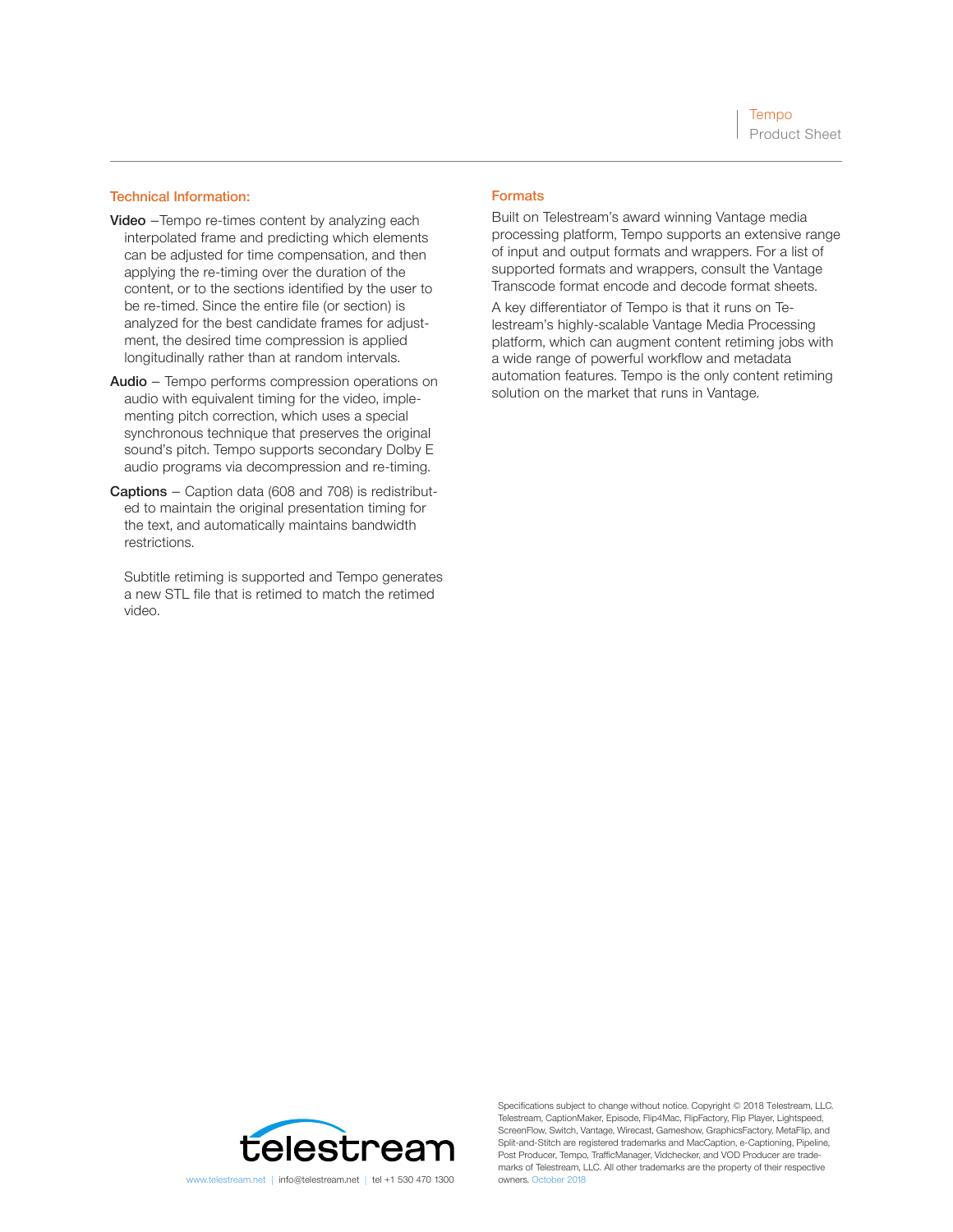## Technical Information:

**Video** –Tempo re-times content by analyzing each interpolated frame and predicting which elements can be adjusted for time compensation, and then applying the re-timing over the duration of the content, or to the sections identified by the user to be re-timed. Since the entire file (or section) is analyzed for the best candidate frames for adjustment, the desired time compression is applied longitudinally rather than at random intervals.

**Audio** – Tempo performs compression operations on audio with equivalent timing for the video, implementing pitch correction, which uses a special synchronous technique that preserves the original sound's pitch. Tempo supports secondary Dolby E audio programs via decompression and re-timing.

**Captions** – Caption data (608 and 708) is redistributed to maintain the original presentation timing for the text, and automatically maintains bandwidth restrictions.

Subtitle retiming is supported and Tempo generates a new STL file that is retimed to match the retimed video.

## Formats

Built on Telestream's award winning Vantage media processing platform, Tempo supports an extensive range of input and output formats and wrappers. For a list of supported formats and wrappers, consult the Vantage Transcode format encode and decode format sheets.

A key differentiator of Tempo is that it runs on Telestream's highly-scalable Vantage Media Processing platform, which can augment content retiming jobs with a wide range of powerful workflow and metadata automation features. Tempo is the only content retiming solution on the market that runs in Vantage.

telestream

www.telestream.net | info@telestream.net | tel +1 530 470 1300

Specifications subject to change without notice. Copyright © 2018 Telestream, LLC. Telestream, CaptionMaker, Episode, Flip4Mac, FlipFactory, Flip Player, Lightspeed, ScreenFlow, Switch, Vantage, Wirecast, Gameshow, GraphicsFactory, MetaFlip, and Split-and-Stitch are registered trademarks and MacCaption, e-Captioning, Pipeline, Post Producer, Tempo, TrafficManager, Vidchecker, and VOD Producer are trademarks of Telestream, LLC. All other trademarks are the property of their respective owners. October 2018